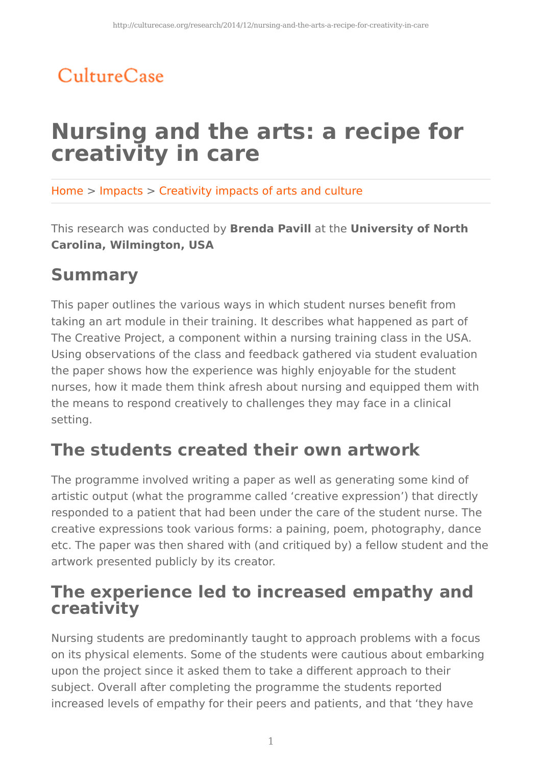CultureCase

# Nursing and the arts: a recipe for creativity in care

Home > Impacts > Creativity impacts of arts and culture

This research was conducted by **Brenda Pavill** at the **University of North Carolina, Wilmington, USA**

## Summary

This paper outlines the various ways in which student nurses benefit from taking an art module in their training. It describes what happened as part of The Creative Project, a component within a nursing training class in the USA. Using observations of the class and feedback gathered via student evaluation the paper shows how the experience was highly enjoyable for the student nurses, how it made them think afresh about nursing and equipped them with the means to respond creatively to challenges they may face in a clinical setting.

## The students created their own artwork

The programme involved writing a paper as well as generating some kind of artistic output (what the programme called 'creative expression') that directly responded to a patient that had been under the care of the student nurse. The creative expressions took various forms: a paining, poem, photography, dance etc. The paper was then shared with (and critiqued by) a fellow student and the artwork presented publicly by its creator.

## The experience led to increased empathy and creativity

Nursing students are predominantly taught to approach problems with a focus on its physical elements. Some of the students were cautious about embarking upon the project since it asked them to take a different approach to their subject. Overall after completing the programme the students reported increased levels of empathy for their peers and patients, and that 'they have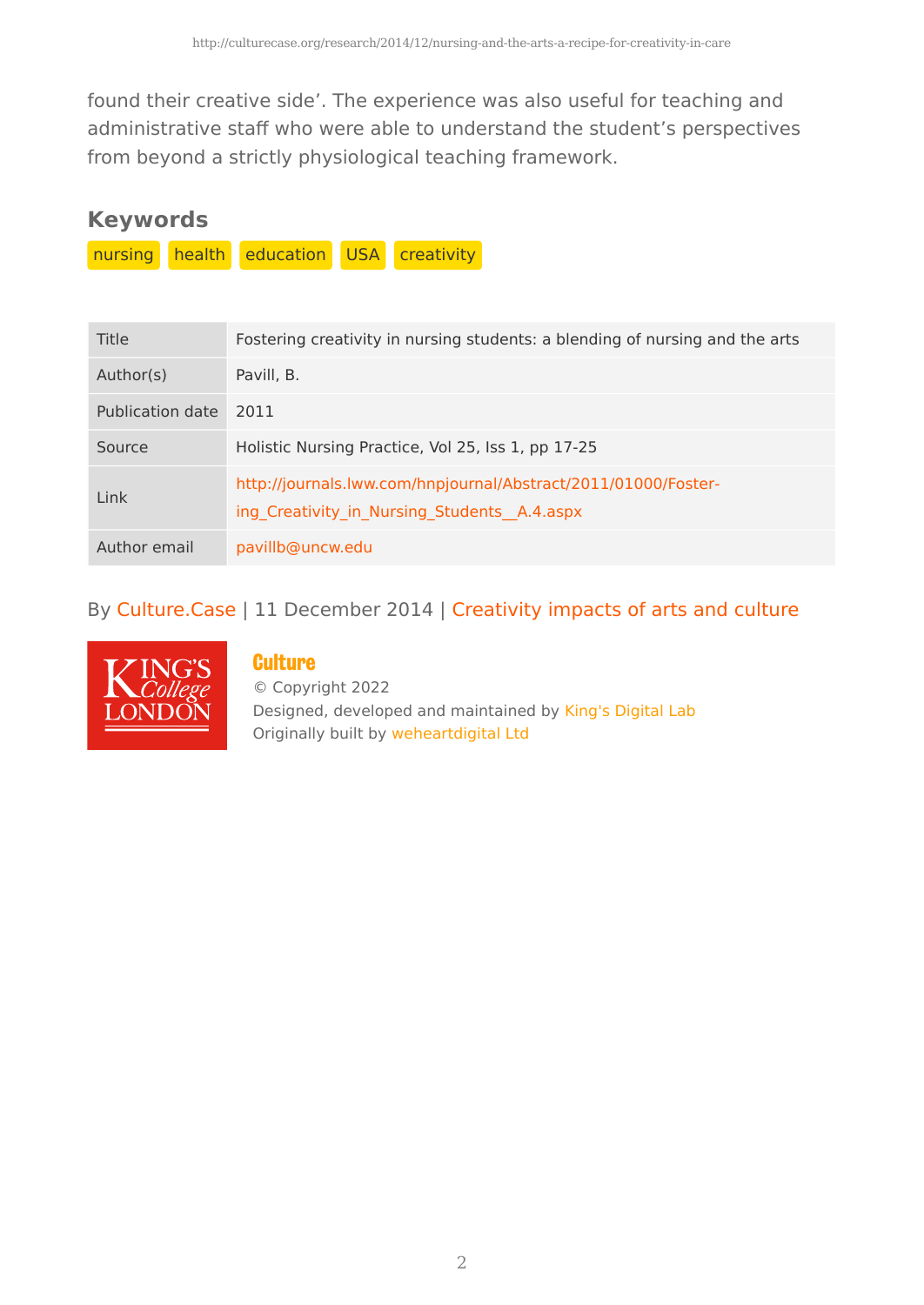found their creative side'. The experience was also useful for teaching and administrative staff who were able to understand the student's perspectives from beyond a strictly physiological teaching framework.

## Keywords

nursing health education USA creativity

| | |
|---|---|
| Title | Fostering creativity in nursing students: a blending of nursing and the arts |
| Author(s) | Pavill, B. |
| Publication date | 2011 |
| Source | Holistic Nursing Practice, Vol 25, Iss 1, pp 17-25 |
| Link | http://journals.lww.com/hnpjournal/Abstract/2011/01000/Fostering_Creativity_in_Nursing_Students__A.4.aspx |
| Author email | pavillb@uncw.edu |

By Culture.Case | 11 December 2014 | Creativity impacts of arts and culture

KING'S College LONDON

Culture
© Copyright 2022
Designed, developed and maintained by King's Digital Lab
Originally built by weheartdigital Ltd